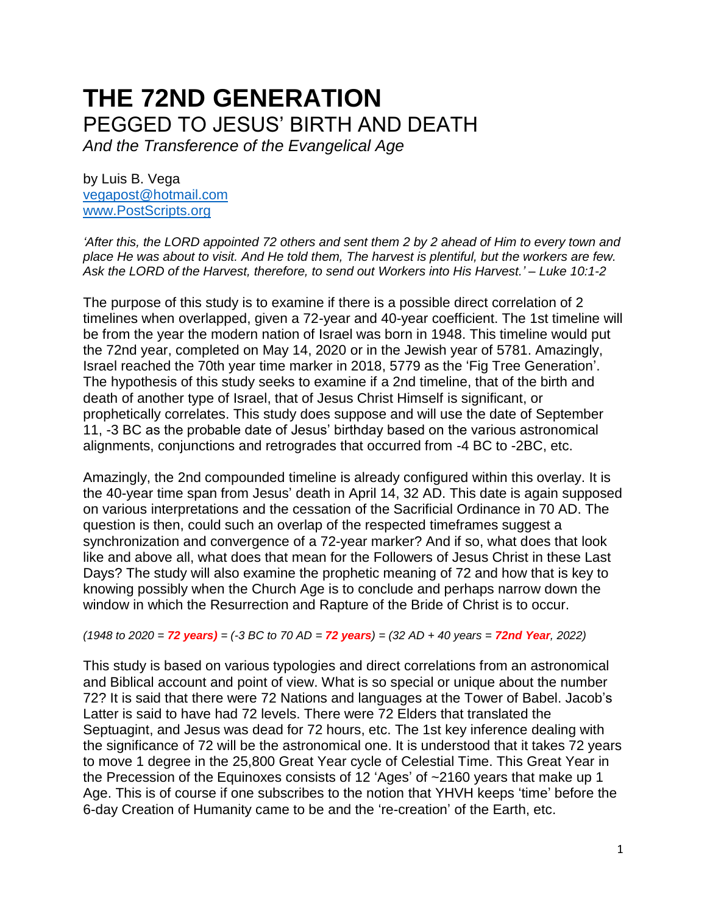# THE 72ND GENERATION

## PEGGED TO JESUS' BIRTH AND DEATH

*And the Transference of the Evangelical Age*

by Luis B. Vega
vegapost@hotmail.com
www.PostScripts.org

*'After this, the LORD appointed 72 others and sent them 2 by 2 ahead of Him to every town and place He was about to visit. And He told them, The harvest is plentiful, but the workers are few. Ask the LORD of the Harvest, therefore, to send out Workers into His Harvest.' – Luke 10:1-2*

The purpose of this study is to examine if there is a possible direct correlation of 2 timelines when overlapped, given a 72-year and 40-year coefficient. The 1st timeline will be from the year the modern nation of Israel was born in 1948. This timeline would put the 72nd year, completed on May 14, 2020 or in the Jewish year of 5781. Amazingly, Israel reached the 70th year time marker in 2018, 5779 as the 'Fig Tree Generation'. The hypothesis of this study seeks to examine if a 2nd timeline, that of the birth and death of another type of Israel, that of Jesus Christ Himself is significant, or prophetically correlates. This study does suppose and will use the date of September 11, -3 BC as the probable date of Jesus' birthday based on the various astronomical alignments, conjunctions and retrogrades that occurred from -4 BC to -2BC, etc.

Amazingly, the 2nd compounded timeline is already configured within this overlay. It is the 40-year time span from Jesus' death in April 14, 32 AD. This date is again supposed on various interpretations and the cessation of the Sacrificial Ordinance in 70 AD. The question is then, could such an overlap of the respected timeframes suggest a synchronization and convergence of a 72-year marker? And if so, what does that look like and above all, what does that mean for the Followers of Jesus Christ in these Last Days? The study will also examine the prophetic meaning of 72 and how that is key to knowing possibly when the Church Age is to conclude and perhaps narrow down the window in which the Resurrection and Rapture of the Bride of Christ is to occur.

*(1948 to 2020 = **72 years**) = (-3 BC to 70 AD = **72 years**) = (32 AD + 40 years = **72nd Year**, 2022)*

This study is based on various typologies and direct correlations from an astronomical and Biblical account and point of view. What is so special or unique about the number 72? It is said that there were 72 Nations and languages at the Tower of Babel. Jacob's Latter is said to have had 72 levels. There were 72 Elders that translated the Septuagint, and Jesus was dead for 72 hours, etc. The 1st key inference dealing with the significance of 72 will be the astronomical one. It is understood that it takes 72 years to move 1 degree in the 25,800 Great Year cycle of Celestial Time. This Great Year in the Precession of the Equinoxes consists of 12 'Ages' of ~2160 years that make up 1 Age. This is of course if one subscribes to the notion that YHVH keeps 'time' before the 6-day Creation of Humanity came to be and the 're-creation' of the Earth, etc.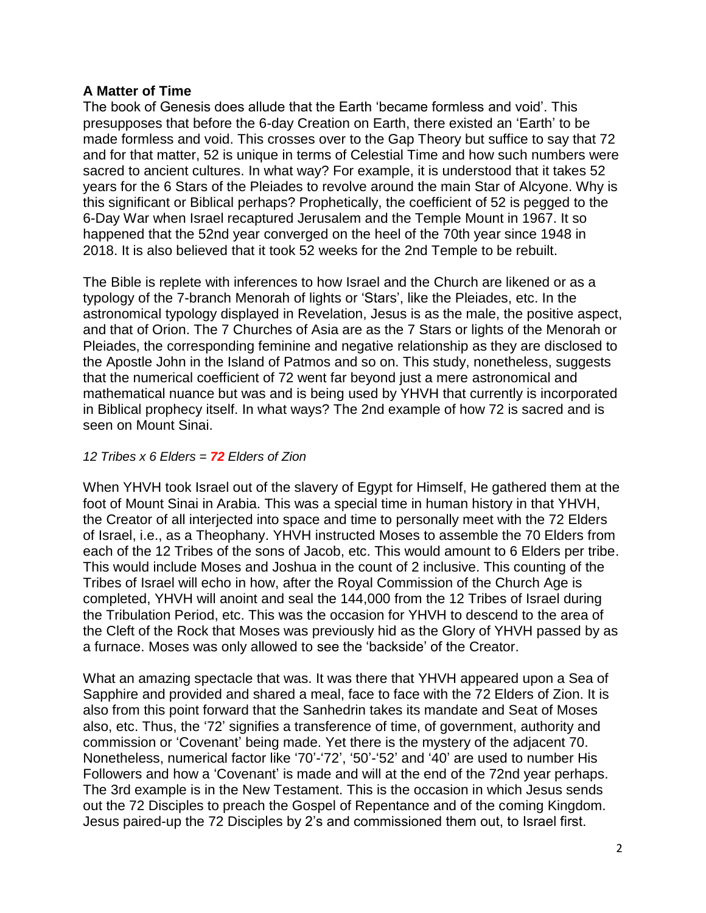**A Matter of Time**

The book of Genesis does allude that the Earth 'became formless and void'. This presupposes that before the 6-day Creation on Earth, there existed an 'Earth' to be made formless and void. This crosses over to the Gap Theory but suffice to say that 72 and for that matter, 52 is unique in terms of Celestial Time and how such numbers were sacred to ancient cultures. In what way? For example, it is understood that it takes 52 years for the 6 Stars of the Pleiades to revolve around the main Star of Alcyone. Why is this significant or Biblical perhaps? Prophetically, the coefficient of 52 is pegged to the 6-Day War when Israel recaptured Jerusalem and the Temple Mount in 1967. It so happened that the 52nd year converged on the heel of the 70th year since 1948 in 2018. It is also believed that it took 52 weeks for the 2nd Temple to be rebuilt.

The Bible is replete with inferences to how Israel and the Church are likened or as a typology of the 7-branch Menorah of lights or 'Stars', like the Pleiades, etc. In the astronomical typology displayed in Revelation, Jesus is as the male, the positive aspect, and that of Orion. The 7 Churches of Asia are as the 7 Stars or lights of the Menorah or Pleiades, the corresponding feminine and negative relationship as they are disclosed to the Apostle John in the Island of Patmos and so on. This study, nonetheless, suggests that the numerical coefficient of 72 went far beyond just a mere astronomical and mathematical nuance but was and is being used by YHVH that currently is incorporated in Biblical prophecy itself. In what ways? The 2nd example of how 72 is sacred and is seen on Mount Sinai.

*12 Tribes x 6 Elders = **72** Elders of Zion*

When YHVH took Israel out of the slavery of Egypt for Himself, He gathered them at the foot of Mount Sinai in Arabia. This was a special time in human history in that YHVH, the Creator of all interjected into space and time to personally meet with the 72 Elders of Israel, i.e., as a Theophany. YHVH instructed Moses to assemble the 70 Elders from each of the 12 Tribes of the sons of Jacob, etc. This would amount to 6 Elders per tribe. This would include Moses and Joshua in the count of 2 inclusive. This counting of the Tribes of Israel will echo in how, after the Royal Commission of the Church Age is completed, YHVH will anoint and seal the 144,000 from the 12 Tribes of Israel during the Tribulation Period, etc. This was the occasion for YHVH to descend to the area of the Cleft of the Rock that Moses was previously hid as the Glory of YHVH passed by as a furnace. Moses was only allowed to see the 'backside' of the Creator.

What an amazing spectacle that was. It was there that YHVH appeared upon a Sea of Sapphire and provided and shared a meal, face to face with the 72 Elders of Zion. It is also from this point forward that the Sanhedrin takes its mandate and Seat of Moses also, etc. Thus, the '72' signifies a transference of time, of government, authority and commission or 'Covenant' being made. Yet there is the mystery of the adjacent 70. Nonetheless, numerical factor like '70'-'72', '50'-'52' and '40' are used to number His Followers and how a 'Covenant' is made and will at the end of the 72nd year perhaps. The 3rd example is in the New Testament. This is the occasion in which Jesus sends out the 72 Disciples to preach the Gospel of Repentance and of the coming Kingdom. Jesus paired-up the 72 Disciples by 2's and commissioned them out, to Israel first.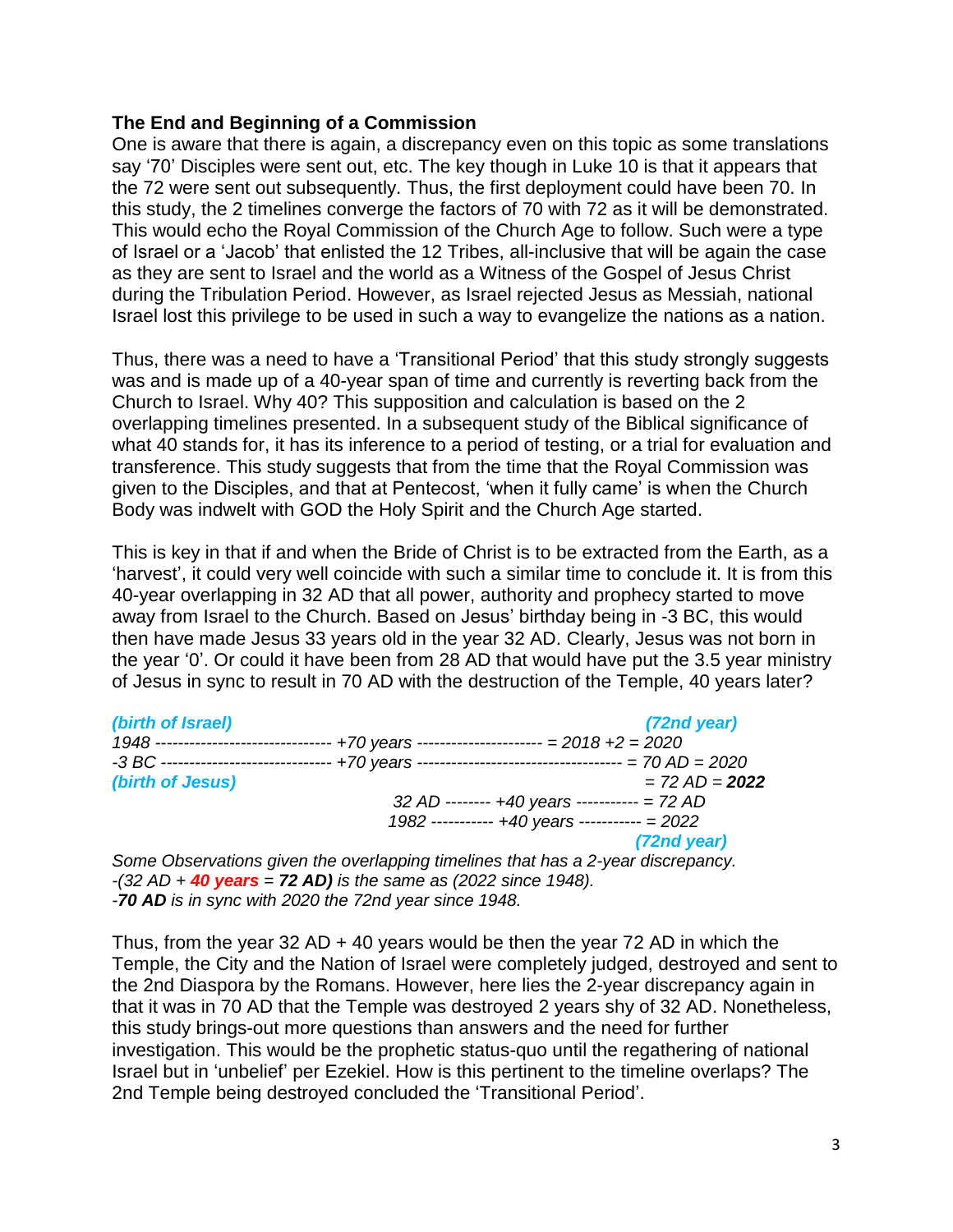**The End and Beginning of a Commission**

One is aware that there is again, a discrepancy even on this topic as some translations say '70' Disciples were sent out, etc. The key though in Luke 10 is that it appears that the 72 were sent out subsequently. Thus, the first deployment could have been 70. In this study, the 2 timelines converge the factors of 70 with 72 as it will be demonstrated. This would echo the Royal Commission of the Church Age to follow. Such were a type of Israel or a 'Jacob' that enlisted the 12 Tribes, all-inclusive that will be again the case as they are sent to Israel and the world as a Witness of the Gospel of Jesus Christ during the Tribulation Period. However, as Israel rejected Jesus as Messiah, national Israel lost this privilege to be used in such a way to evangelize the nations as a nation.

Thus, there was a need to have a 'Transitional Period' that this study strongly suggests was and is made up of a 40-year span of time and currently is reverting back from the Church to Israel. Why 40? This supposition and calculation is based on the 2 overlapping timelines presented. In a subsequent study of the Biblical significance of what 40 stands for, it has its inference to a period of testing, or a trial for evaluation and transference. This study suggests that from the time that the Royal Commission was given to the Disciples, and that at Pentecost, 'when it fully came' is when the Church Body was indwelt with GOD the Holy Spirit and the Church Age started.

This is key in that if and when the Bride of Christ is to be extracted from the Earth, as a 'harvest', it could very well coincide with such a similar time to conclude it. It is from this 40-year overlapping in 32 AD that all power, authority and prophecy started to move away from Israel to the Church. Based on Jesus' birthday being in -3 BC, this would then have made Jesus 33 years old in the year 32 AD. Clearly, Jesus was not born in the year '0'. Or could it have been from 28 AD that would have put the 3.5 year ministry of Jesus in sync to result in 70 AD with the destruction of the Temple, 40 years later?

```
(birth of Israel)                                                    (72nd year)
1948 ------------------------------ +70 years --------------------- = 2018 +2 = 2020
-3 BC ----------------------------- +70 years ----------------------------------- = 70 AD = 2020
(birth of Jesus)                                                     = 72 AD = 2022
                                   32 AD -------- +40 years ----------- = 72 AD
                                  1982 ----------- +40 years ----------- = 2022
                                                                       (72nd year)
```

*Some Observations given the overlapping timelines that has a 2-year discrepancy.*
*-(32 AD + **40 years** = **72 AD**) is the same as (2022 since 1948).*
*-**70 AD** is in sync with 2020 the 72nd year since 1948.*

Thus, from the year 32 AD + 40 years would be then the year 72 AD in which the Temple, the City and the Nation of Israel were completely judged, destroyed and sent to the 2nd Diaspora by the Romans. However, here lies the 2-year discrepancy again in that it was in 70 AD that the Temple was destroyed 2 years shy of 32 AD. Nonetheless, this study brings-out more questions than answers and the need for further investigation. This would be the prophetic status-quo until the regathering of national Israel but in 'unbelief' per Ezekiel. How is this pertinent to the timeline overlaps? The 2nd Temple being destroyed concluded the 'Transitional Period'.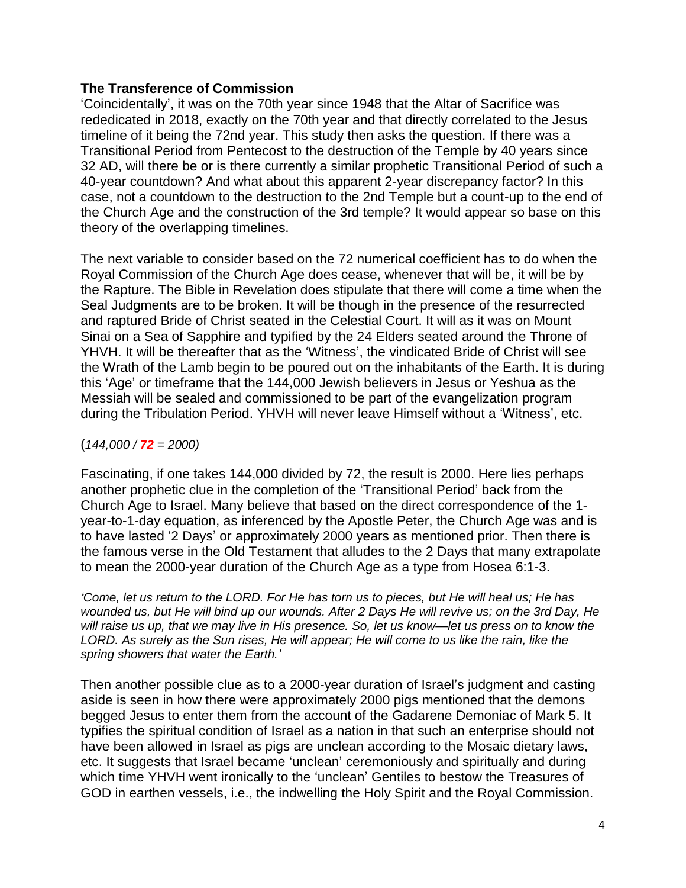**The Transference of Commission**

'Coincidentally', it was on the 70th year since 1948 that the Altar of Sacrifice was rededicated in 2018, exactly on the 70th year and that directly correlated to the Jesus timeline of it being the 72nd year. This study then asks the question. If there was a Transitional Period from Pentecost to the destruction of the Temple by 40 years since 32 AD, will there be or is there currently a similar prophetic Transitional Period of such a 40-year countdown? And what about this apparent 2-year discrepancy factor? In this case, not a countdown to the destruction to the 2nd Temple but a count-up to the end of the Church Age and the construction of the 3rd temple? It would appear so base on this theory of the overlapping timelines.

The next variable to consider based on the 72 numerical coefficient has to do when the Royal Commission of the Church Age does cease, whenever that will be, it will be by the Rapture. The Bible in Revelation does stipulate that there will come a time when the Seal Judgments are to be broken. It will be though in the presence of the resurrected and raptured Bride of Christ seated in the Celestial Court. It will as it was on Mount Sinai on a Sea of Sapphire and typified by the 24 Elders seated around the Throne of YHVH. It will be thereafter that as the 'Witness', the vindicated Bride of Christ will see the Wrath of the Lamb begin to be poured out on the inhabitants of the Earth. It is during this 'Age' or timeframe that the 144,000 Jewish believers in Jesus or Yeshua as the Messiah will be sealed and commissioned to be part of the evangelization program during the Tribulation Period. YHVH will never leave Himself without a 'Witness', etc.

(*144,000 / **72** = 2000)*

Fascinating, if one takes 144,000 divided by 72, the result is 2000. Here lies perhaps another prophetic clue in the completion of the 'Transitional Period' back from the Church Age to Israel. Many believe that based on the direct correspondence of the 1-year-to-1-day equation, as inferenced by the Apostle Peter, the Church Age was and is to have lasted '2 Days' or approximately 2000 years as mentioned prior. Then there is the famous verse in the Old Testament that alludes to the 2 Days that many extrapolate to mean the 2000-year duration of the Church Age as a type from Hosea 6:1-3.

*'Come, let us return to the LORD. For He has torn us to pieces, but He will heal us; He has wounded us, but He will bind up our wounds. After 2 Days He will revive us; on the 3rd Day, He will raise us up, that we may live in His presence. So, let us know—let us press on to know the LORD. As surely as the Sun rises, He will appear; He will come to us like the rain, like the spring showers that water the Earth.'*

Then another possible clue as to a 2000-year duration of Israel's judgment and casting aside is seen in how there were approximately 2000 pigs mentioned that the demons begged Jesus to enter them from the account of the Gadarene Demoniac of Mark 5. It typifies the spiritual condition of Israel as a nation in that such an enterprise should not have been allowed in Israel as pigs are unclean according to the Mosaic dietary laws, etc. It suggests that Israel became 'unclean' ceremoniously and spiritually and during which time YHVH went ironically to the 'unclean' Gentiles to bestow the Treasures of GOD in earthen vessels, i.e., the indwelling the Holy Spirit and the Royal Commission.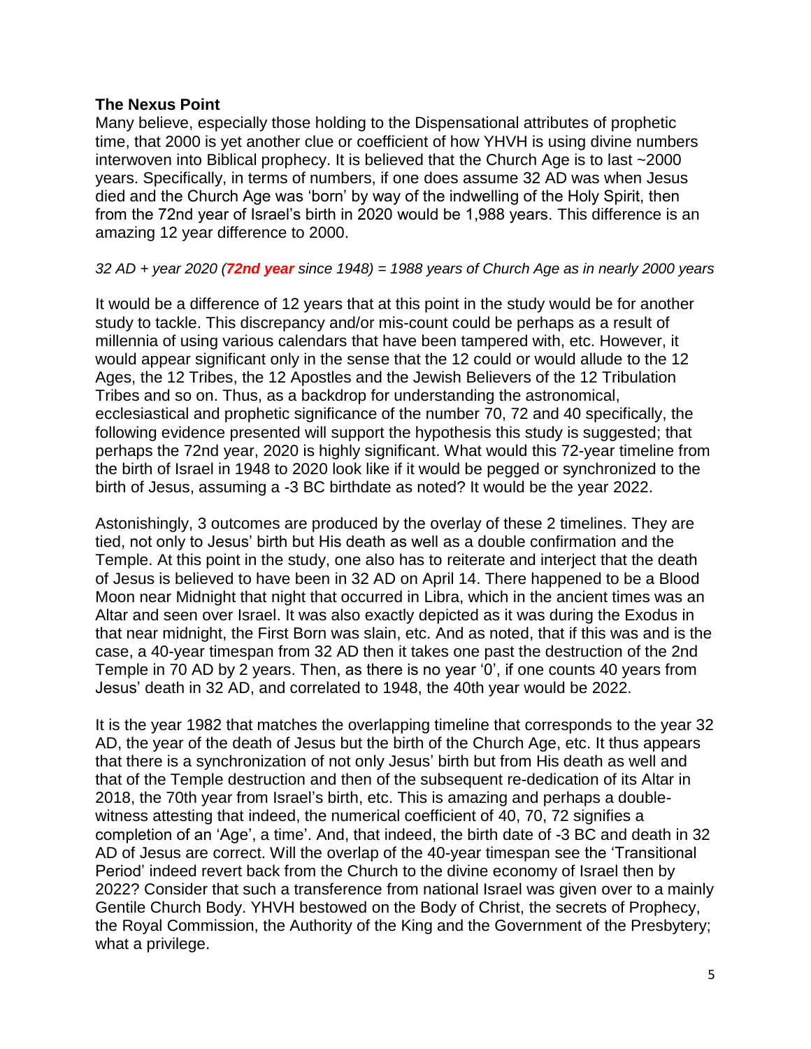### The Nexus Point

Many believe, especially those holding to the Dispensational attributes of prophetic time, that 2000 is yet another clue or coefficient of how YHVH is using divine numbers interwoven into Biblical prophecy. It is believed that the Church Age is to last ~2000 years. Specifically, in terms of numbers, if one does assume 32 AD was when Jesus died and the Church Age was 'born' by way of the indwelling of the Holy Spirit, then from the 72nd year of Israel's birth in 2020 would be 1,988 years. This difference is an amazing 12 year difference to 2000.

*32 AD + year 2020 (**72nd year** since 1948) = 1988 years of Church Age as in nearly 2000 years*

It would be a difference of 12 years that at this point in the study would be for another study to tackle. This discrepancy and/or mis-count could be perhaps as a result of millennia of using various calendars that have been tampered with, etc. However, it would appear significant only in the sense that the 12 could or would allude to the 12 Ages, the 12 Tribes, the 12 Apostles and the Jewish Believers of the 12 Tribulation Tribes and so on. Thus, as a backdrop for understanding the astronomical, ecclesiastical and prophetic significance of the number 70, 72 and 40 specifically, the following evidence presented will support the hypothesis this study is suggested; that perhaps the 72nd year, 2020 is highly significant. What would this 72-year timeline from the birth of Israel in 1948 to 2020 look like if it would be pegged or synchronized to the birth of Jesus, assuming a -3 BC birthdate as noted? It would be the year 2022.

Astonishingly, 3 outcomes are produced by the overlay of these 2 timelines. They are tied, not only to Jesus' birth but His death as well as a double confirmation and the Temple. At this point in the study, one also has to reiterate and interject that the death of Jesus is believed to have been in 32 AD on April 14. There happened to be a Blood Moon near Midnight that night that occurred in Libra, which in the ancient times was an Altar and seen over Israel. It was also exactly depicted as it was during the Exodus in that near midnight, the First Born was slain, etc. And as noted, that if this was and is the case, a 40-year timespan from 32 AD then it takes one past the destruction of the 2nd Temple in 70 AD by 2 years. Then, as there is no year '0', if one counts 40 years from Jesus' death in 32 AD, and correlated to 1948, the 40th year would be 2022.

It is the year 1982 that matches the overlapping timeline that corresponds to the year 32 AD, the year of the death of Jesus but the birth of the Church Age, etc. It thus appears that there is a synchronization of not only Jesus' birth but from His death as well and that of the Temple destruction and then of the subsequent re-dedication of its Altar in 2018, the 70th year from Israel's birth, etc. This is amazing and perhaps a double-witness attesting that indeed, the numerical coefficient of 40, 70, 72 signifies a completion of an 'Age', a time'. And, that indeed, the birth date of -3 BC and death in 32 AD of Jesus are correct. Will the overlap of the 40-year timespan see the 'Transitional Period' indeed revert back from the Church to the divine economy of Israel then by 2022? Consider that such a transference from national Israel was given over to a mainly Gentile Church Body. YHVH bestowed on the Body of Christ, the secrets of Prophecy, the Royal Commission, the Authority of the King and the Government of the Presbytery; what a privilege.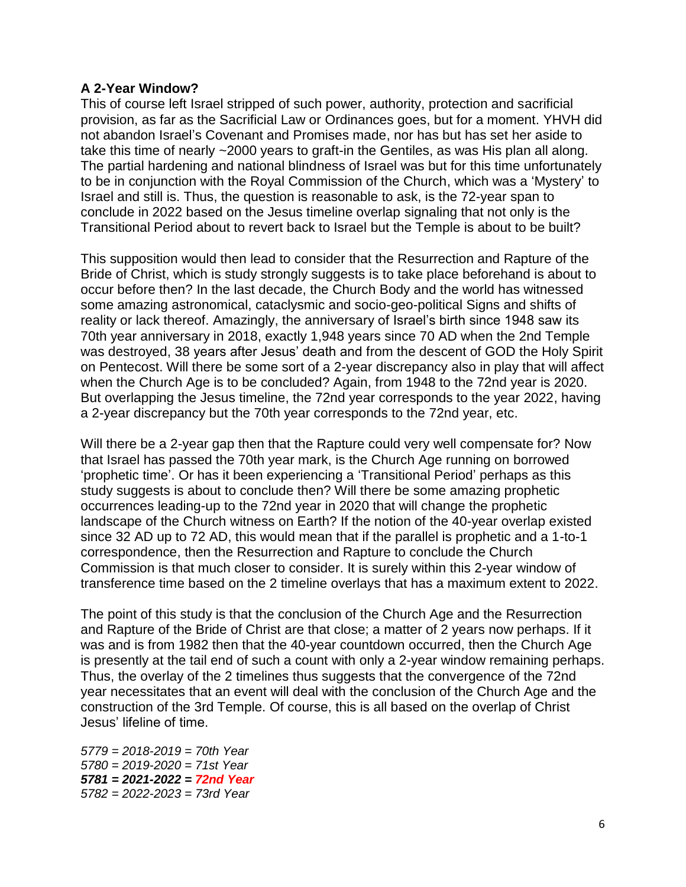**A 2-Year Window?**

This of course left Israel stripped of such power, authority, protection and sacrificial provision, as far as the Sacrificial Law or Ordinances goes, but for a moment. YHVH did not abandon Israel's Covenant and Promises made, nor has but has set her aside to take this time of nearly ~2000 years to graft-in the Gentiles, as was His plan all along. The partial hardening and national blindness of Israel was but for this time unfortunately to be in conjunction with the Royal Commission of the Church, which was a 'Mystery' to Israel and still is. Thus, the question is reasonable to ask, is the 72-year span to conclude in 2022 based on the Jesus timeline overlap signaling that not only is the Transitional Period about to revert back to Israel but the Temple is about to be built?

This supposition would then lead to consider that the Resurrection and Rapture of the Bride of Christ, which is study strongly suggests is to take place beforehand is about to occur before then? In the last decade, the Church Body and the world has witnessed some amazing astronomical, cataclysmic and socio-geo-political Signs and shifts of reality or lack thereof. Amazingly, the anniversary of Israel's birth since 1948 saw its 70th year anniversary in 2018, exactly 1,948 years since 70 AD when the 2nd Temple was destroyed, 38 years after Jesus' death and from the descent of GOD the Holy Spirit on Pentecost. Will there be some sort of a 2-year discrepancy also in play that will affect when the Church Age is to be concluded? Again, from 1948 to the 72nd year is 2020. But overlapping the Jesus timeline, the 72nd year corresponds to the year 2022, having a 2-year discrepancy but the 70th year corresponds to the 72nd year, etc.

Will there be a 2-year gap then that the Rapture could very well compensate for? Now that Israel has passed the 70th year mark, is the Church Age running on borrowed 'prophetic time'. Or has it been experiencing a 'Transitional Period' perhaps as this study suggests is about to conclude then? Will there be some amazing prophetic occurrences leading-up to the 72nd year in 2020 that will change the prophetic landscape of the Church witness on Earth? If the notion of the 40-year overlap existed since 32 AD up to 72 AD, this would mean that if the parallel is prophetic and a 1-to-1 correspondence, then the Resurrection and Rapture to conclude the Church Commission is that much closer to consider. It is surely within this 2-year window of transference time based on the 2 timeline overlays that has a maximum extent to 2022.

The point of this study is that the conclusion of the Church Age and the Resurrection and Rapture of the Bride of Christ are that close; a matter of 2 years now perhaps. If it was and is from 1982 then that the 40-year countdown occurred, then the Church Age is presently at the tail end of such a count with only a 2-year window remaining perhaps. Thus, the overlay of the 2 timelines thus suggests that the convergence of the 72nd year necessitates that an event will deal with the conclusion of the Church Age and the construction of the 3rd Temple. Of course, this is all based on the overlap of Christ Jesus' lifeline of time.

*5779 = 2018-2019 = 70th Year*
*5780 = 2019-2020 = 71st Year*
***5781 = 2021-2022 = 72nd Year***
*5782 = 2022-2023 = 73rd Year*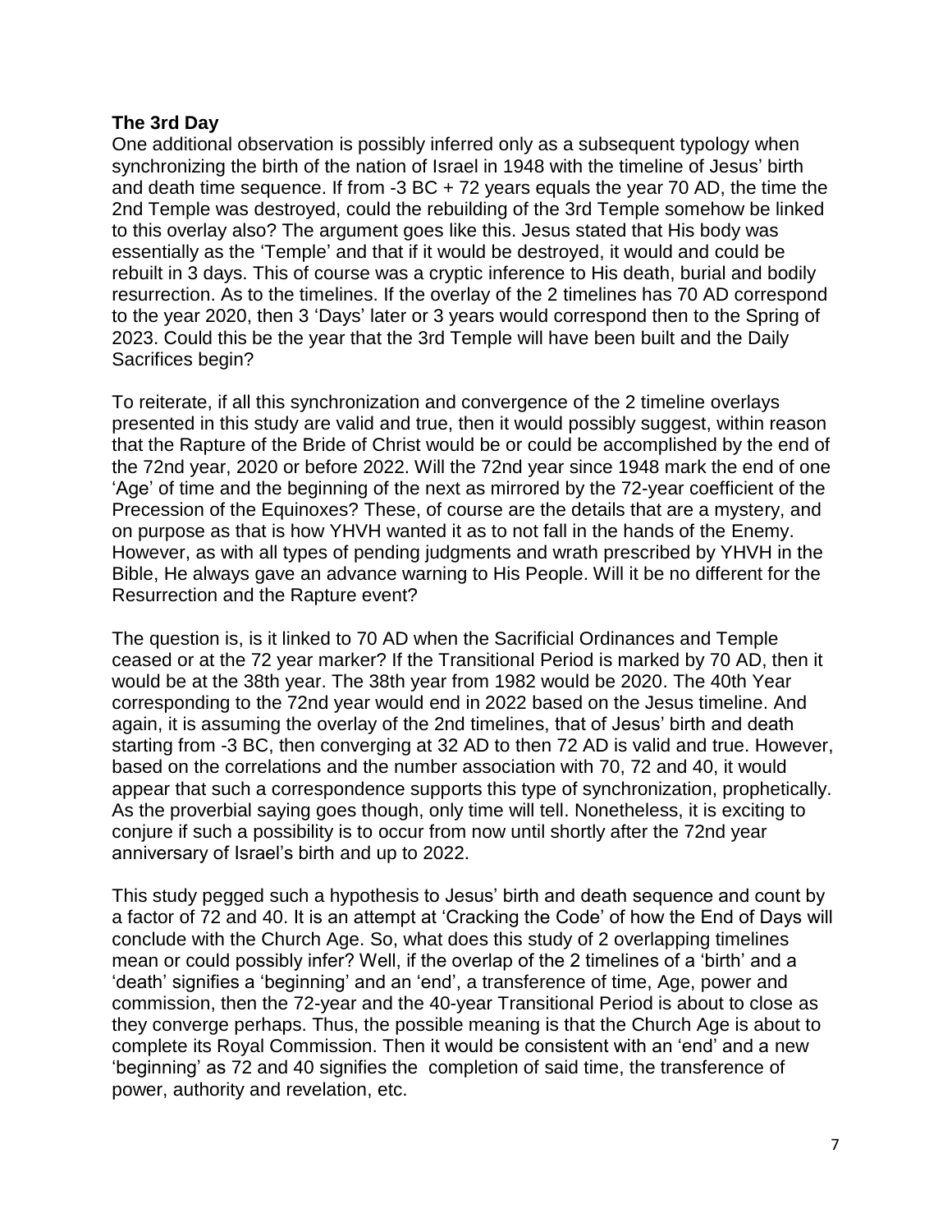**The 3rd Day**

One additional observation is possibly inferred only as a subsequent typology when synchronizing the birth of the nation of Israel in 1948 with the timeline of Jesus' birth and death time sequence. If from -3 BC + 72 years equals the year 70 AD, the time the 2nd Temple was destroyed, could the rebuilding of the 3rd Temple somehow be linked to this overlay also? The argument goes like this. Jesus stated that His body was essentially as the 'Temple' and that if it would be destroyed, it would and could be rebuilt in 3 days. This of course was a cryptic inference to His death, burial and bodily resurrection. As to the timelines. If the overlay of the 2 timelines has 70 AD correspond to the year 2020, then 3 'Days' later or 3 years would correspond then to the Spring of 2023. Could this be the year that the 3rd Temple will have been built and the Daily Sacrifices begin?

To reiterate, if all this synchronization and convergence of the 2 timeline overlays presented in this study are valid and true, then it would possibly suggest, within reason that the Rapture of the Bride of Christ would be or could be accomplished by the end of the 72nd year, 2020 or before 2022. Will the 72nd year since 1948 mark the end of one 'Age' of time and the beginning of the next as mirrored by the 72-year coefficient of the Precession of the Equinoxes? These, of course are the details that are a mystery, and on purpose as that is how YHVH wanted it as to not fall in the hands of the Enemy. However, as with all types of pending judgments and wrath prescribed by YHVH in the Bible, He always gave an advance warning to His People. Will it be no different for the Resurrection and the Rapture event?

The question is, is it linked to 70 AD when the Sacrificial Ordinances and Temple ceased or at the 72 year marker? If the Transitional Period is marked by 70 AD, then it would be at the 38th year. The 38th year from 1982 would be 2020. The 40th Year corresponding to the 72nd year would end in 2022 based on the Jesus timeline. And again, it is assuming the overlay of the 2nd timelines, that of Jesus' birth and death starting from -3 BC, then converging at 32 AD to then 72 AD is valid and true. However, based on the correlations and the number association with 70, 72 and 40, it would appear that such a correspondence supports this type of synchronization, prophetically. As the proverbial saying goes though, only time will tell. Nonetheless, it is exciting to conjure if such a possibility is to occur from now until shortly after the 72nd year anniversary of Israel's birth and up to 2022.

This study pegged such a hypothesis to Jesus' birth and death sequence and count by a factor of 72 and 40. It is an attempt at 'Cracking the Code' of how the End of Days will conclude with the Church Age. So, what does this study of 2 overlapping timelines mean or could possibly infer? Well, if the overlap of the 2 timelines of a 'birth' and a 'death' signifies a 'beginning' and an 'end', a transference of time, Age, power and commission, then the 72-year and the 40-year Transitional Period is about to close as they converge perhaps. Thus, the possible meaning is that the Church Age is about to complete its Royal Commission. Then it would be consistent with an 'end' and a new 'beginning' as 72 and 40 signifies the completion of said time, the transference of power, authority and revelation, etc.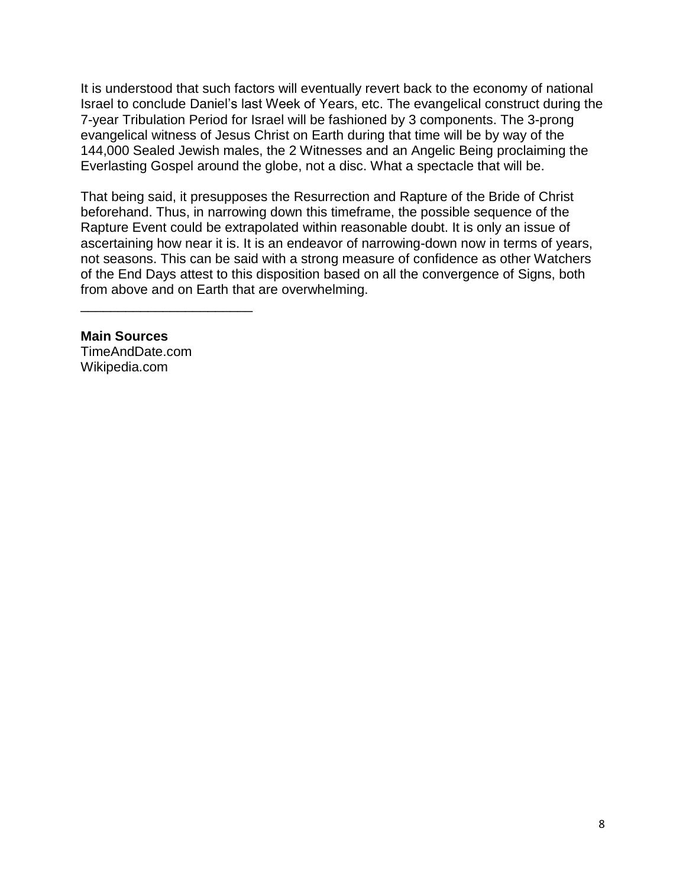It is understood that such factors will eventually revert back to the economy of national Israel to conclude Daniel's last Week of Years, etc. The evangelical construct during the 7-year Tribulation Period for Israel will be fashioned by 3 components. The 3-prong evangelical witness of Jesus Christ on Earth during that time will be by way of the 144,000 Sealed Jewish males, the 2 Witnesses and an Angelic Being proclaiming the Everlasting Gospel around the globe, not a disc. What a spectacle that will be.

That being said, it presupposes the Resurrection and Rapture of the Bride of Christ beforehand. Thus, in narrowing down this timeframe, the possible sequence of the Rapture Event could be extrapolated within reasonable doubt. It is only an issue of ascertaining how near it is. It is an endeavor of narrowing-down now in terms of years, not seasons. This can be said with a strong measure of confidence as other Watchers of the End Days attest to this disposition based on all the convergence of Signs, both from above and on Earth that are overwhelming.

_______________________

**Main Sources**
TimeAndDate.com
Wikipedia.com